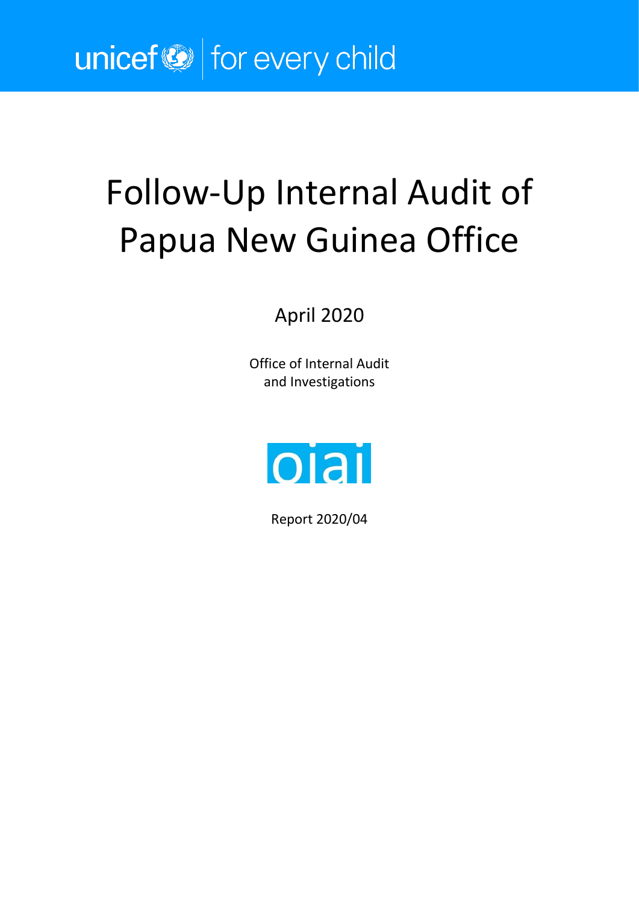unicef for every child

# Follow-Up Internal Audit of Papua New Guinea Office

April 2020

Office of Internal Audit and Investigations

oiai

Report 2020/04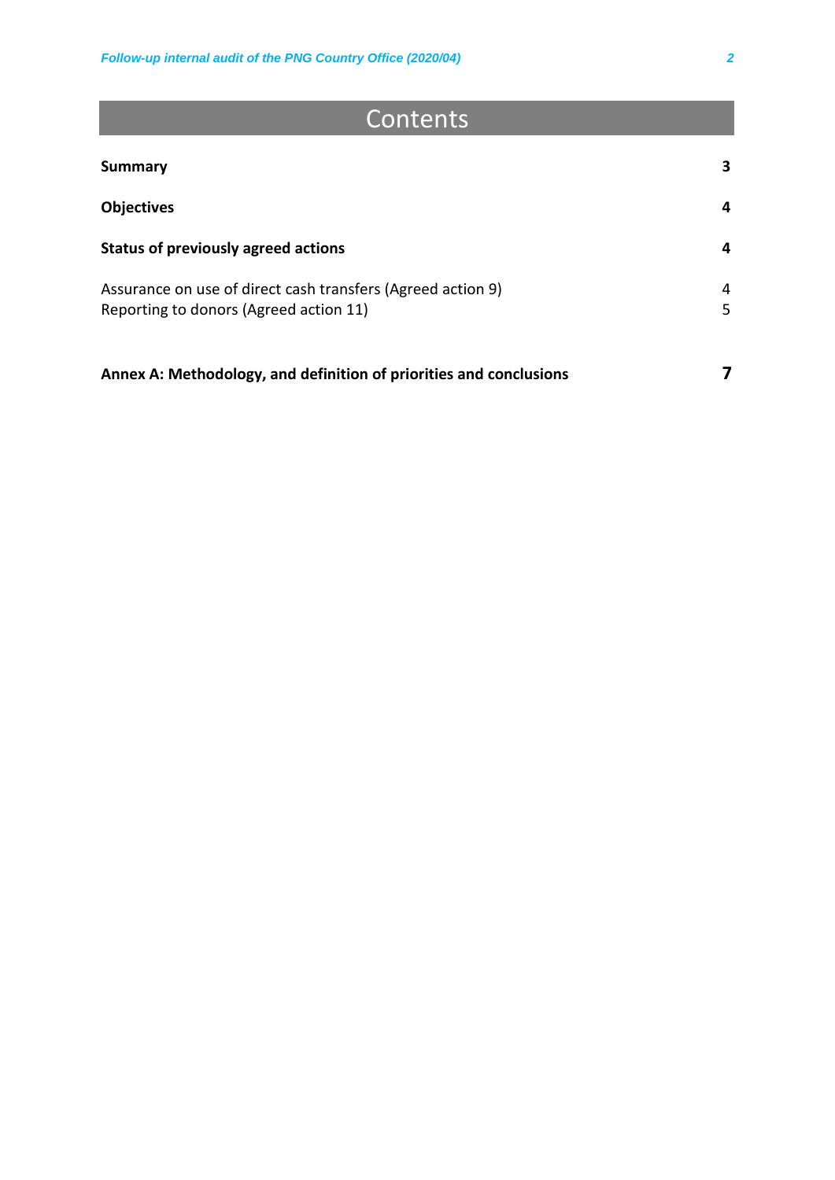# Contents

| | |
|---|---|
| **Summary** | **3** |
| **Objectives** | **4** |
| **Status of previously agreed actions** | **4** |
| Assurance on use of direct cash transfers (Agreed action 9) | 4 |
| Reporting to donors (Agreed action 11) | 5 |
| **Annex A: Methodology, and definition of priorities and conclusions** | **7** |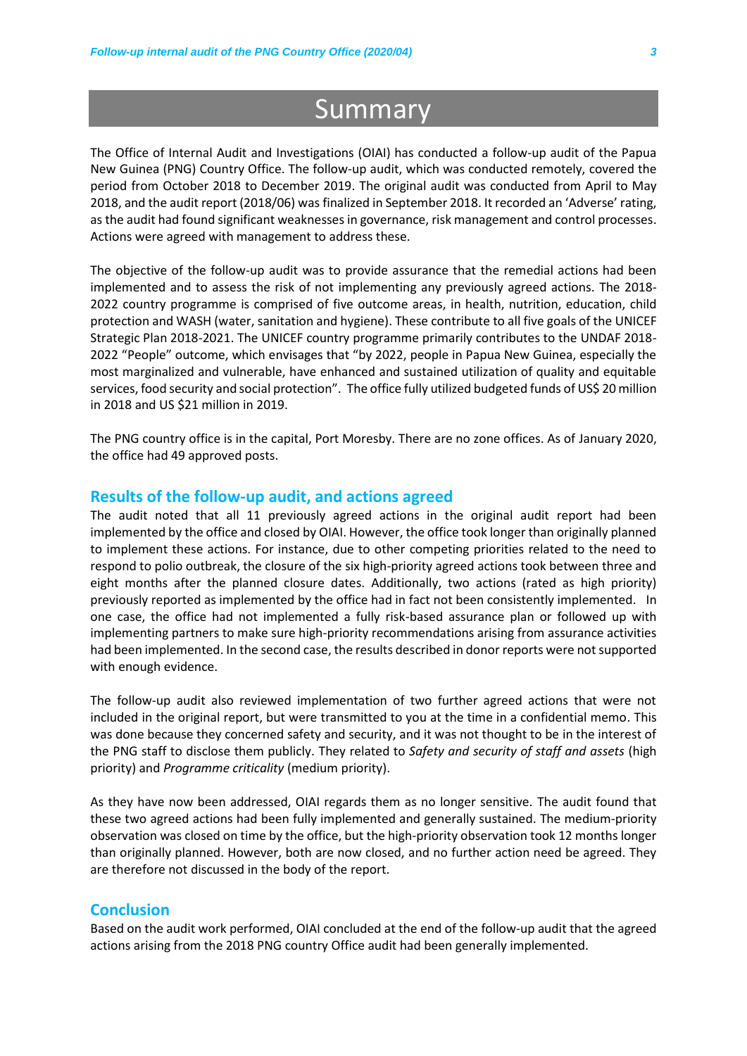# Summary

The Office of Internal Audit and Investigations (OIAI) has conducted a follow-up audit of the Papua New Guinea (PNG) Country Office. The follow-up audit, which was conducted remotely, covered the period from October 2018 to December 2019. The original audit was conducted from April to May 2018, and the audit report (2018/06) was finalized in September 2018. It recorded an 'Adverse' rating, as the audit had found significant weaknesses in governance, risk management and control processes. Actions were agreed with management to address these.

The objective of the follow-up audit was to provide assurance that the remedial actions had been implemented and to assess the risk of not implementing any previously agreed actions. The 2018-2022 country programme is comprised of five outcome areas, in health, nutrition, education, child protection and WASH (water, sanitation and hygiene). These contribute to all five goals of the UNICEF Strategic Plan 2018-2021. The UNICEF country programme primarily contributes to the UNDAF 2018-2022 "People" outcome, which envisages that "by 2022, people in Papua New Guinea, especially the most marginalized and vulnerable, have enhanced and sustained utilization of quality and equitable services, food security and social protection". The office fully utilized budgeted funds of US$ 20 million in 2018 and US $21 million in 2019.

The PNG country office is in the capital, Port Moresby. There are no zone offices. As of January 2020, the office had 49 approved posts.

## Results of the follow-up audit, and actions agreed

The audit noted that all 11 previously agreed actions in the original audit report had been implemented by the office and closed by OIAI. However, the office took longer than originally planned to implement these actions. For instance, due to other competing priorities related to the need to respond to polio outbreak, the closure of the six high-priority agreed actions took between three and eight months after the planned closure dates. Additionally, two actions (rated as high priority) previously reported as implemented by the office had in fact not been consistently implemented. In one case, the office had not implemented a fully risk-based assurance plan or followed up with implementing partners to make sure high-priority recommendations arising from assurance activities had been implemented. In the second case, the results described in donor reports were not supported with enough evidence.

The follow-up audit also reviewed implementation of two further agreed actions that were not included in the original report, but were transmitted to you at the time in a confidential memo. This was done because they concerned safety and security, and it was not thought to be in the interest of the PNG staff to disclose them publicly. They related to *Safety and security of staff and assets* (high priority) and *Programme criticality* (medium priority).

As they have now been addressed, OIAI regards them as no longer sensitive. The audit found that these two agreed actions had been fully implemented and generally sustained. The medium-priority observation was closed on time by the office, but the high-priority observation took 12 months longer than originally planned. However, both are now closed, and no further action need be agreed. They are therefore not discussed in the body of the report.

## Conclusion

Based on the audit work performed, OIAI concluded at the end of the follow-up audit that the agreed actions arising from the 2018 PNG country Office audit had been generally implemented.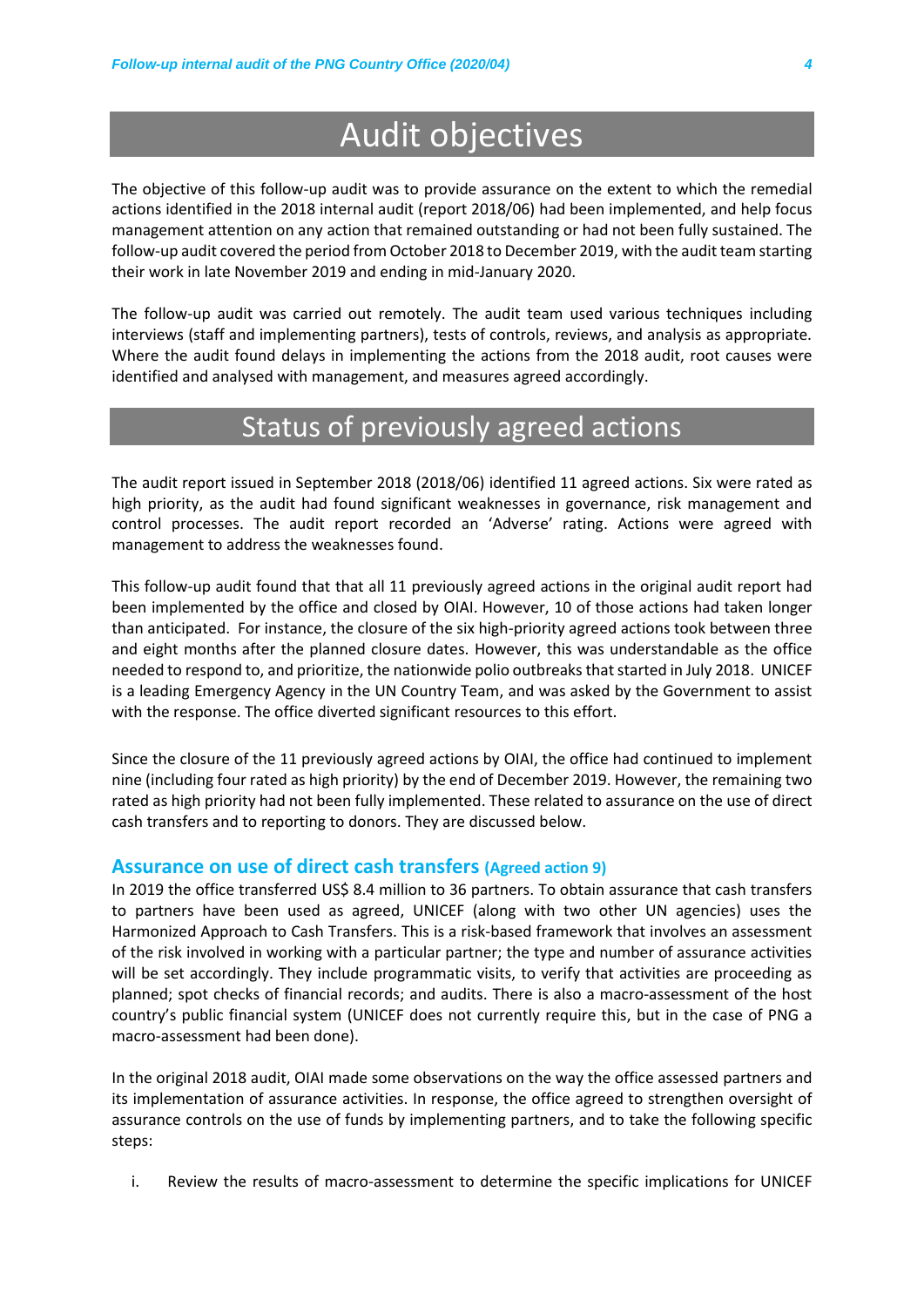# Audit objectives

The objective of this follow-up audit was to provide assurance on the extent to which the remedial actions identified in the 2018 internal audit (report 2018/06) had been implemented, and help focus management attention on any action that remained outstanding or had not been fully sustained. The follow-up audit covered the period from October 2018 to December 2019, with the audit team starting their work in late November 2019 and ending in mid-January 2020.

The follow-up audit was carried out remotely. The audit team used various techniques including interviews (staff and implementing partners), tests of controls, reviews, and analysis as appropriate. Where the audit found delays in implementing the actions from the 2018 audit, root causes were identified and analysed with management, and measures agreed accordingly.

# Status of previously agreed actions

The audit report issued in September 2018 (2018/06) identified 11 agreed actions. Six were rated as high priority, as the audit had found significant weaknesses in governance, risk management and control processes. The audit report recorded an 'Adverse' rating. Actions were agreed with management to address the weaknesses found.

This follow-up audit found that that all 11 previously agreed actions in the original audit report had been implemented by the office and closed by OIAI. However, 10 of those actions had taken longer than anticipated. For instance, the closure of the six high-priority agreed actions took between three and eight months after the planned closure dates. However, this was understandable as the office needed to respond to, and prioritize, the nationwide polio outbreaks that started in July 2018. UNICEF is a leading Emergency Agency in the UN Country Team, and was asked by the Government to assist with the response. The office diverted significant resources to this effort.

Since the closure of the 11 previously agreed actions by OIAI, the office had continued to implement nine (including four rated as high priority) by the end of December 2019. However, the remaining two rated as high priority had not been fully implemented. These related to assurance on the use of direct cash transfers and to reporting to donors. They are discussed below.

### Assurance on use of direct cash transfers (Agreed action 9)

In 2019 the office transferred US$ 8.4 million to 36 partners. To obtain assurance that cash transfers to partners have been used as agreed, UNICEF (along with two other UN agencies) uses the Harmonized Approach to Cash Transfers. This is a risk-based framework that involves an assessment of the risk involved in working with a particular partner; the type and number of assurance activities will be set accordingly. They include programmatic visits, to verify that activities are proceeding as planned; spot checks of financial records; and audits. There is also a macro-assessment of the host country's public financial system (UNICEF does not currently require this, but in the case of PNG a macro-assessment had been done).

In the original 2018 audit, OIAI made some observations on the way the office assessed partners and its implementation of assurance activities. In response, the office agreed to strengthen oversight of assurance controls on the use of funds by implementing partners, and to take the following specific steps:

i. Review the results of macro-assessment to determine the specific implications for UNICEF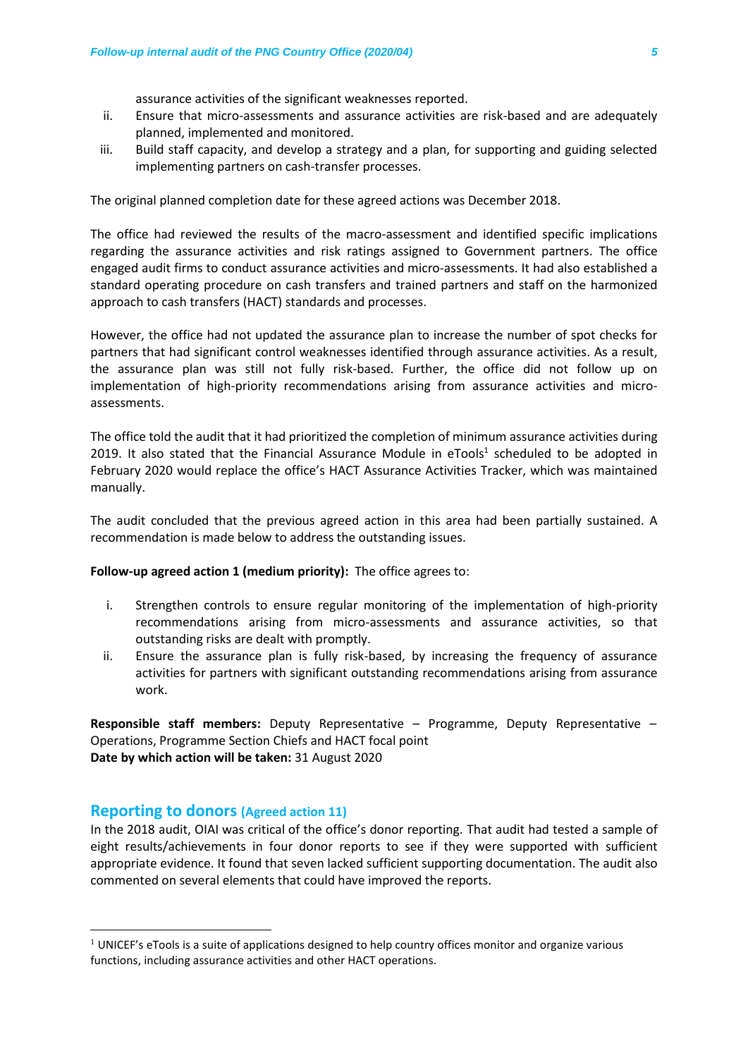assurance activities of the significant weaknesses reported.

ii. Ensure that micro-assessments and assurance activities are risk-based and are adequately planned, implemented and monitored.

iii. Build staff capacity, and develop a strategy and a plan, for supporting and guiding selected implementing partners on cash-transfer processes.

The original planned completion date for these agreed actions was December 2018.

The office had reviewed the results of the macro-assessment and identified specific implications regarding the assurance activities and risk ratings assigned to Government partners. The office engaged audit firms to conduct assurance activities and micro-assessments. It had also established a standard operating procedure on cash transfers and trained partners and staff on the harmonized approach to cash transfers (HACT) standards and processes.

However, the office had not updated the assurance plan to increase the number of spot checks for partners that had significant control weaknesses identified through assurance activities. As a result, the assurance plan was still not fully risk-based. Further, the office did not follow up on implementation of high-priority recommendations arising from assurance activities and micro-assessments.

The office told the audit that it had prioritized the completion of minimum assurance activities during 2019. It also stated that the Financial Assurance Module in eTools[1] scheduled to be adopted in February 2020 would replace the office's HACT Assurance Activities Tracker, which was maintained manually.

The audit concluded that the previous agreed action in this area had been partially sustained. A recommendation is made below to address the outstanding issues.

**Follow-up agreed action 1 (medium priority):** The office agrees to:

i. Strengthen controls to ensure regular monitoring of the implementation of high-priority recommendations arising from micro-assessments and assurance activities, so that outstanding risks are dealt with promptly.

ii. Ensure the assurance plan is fully risk-based, by increasing the frequency of assurance activities for partners with significant outstanding recommendations arising from assurance work.

**Responsible staff members:** Deputy Representative – Programme, Deputy Representative – Operations, Programme Section Chiefs and HACT focal point
**Date by which action will be taken:** 31 August 2020

## Reporting to donors (Agreed action 11)

In the 2018 audit, OIAI was critical of the office's donor reporting. That audit had tested a sample of eight results/achievements in four donor reports to see if they were supported with sufficient appropriate evidence. It found that seven lacked sufficient supporting documentation. The audit also commented on several elements that could have improved the reports.

[1] UNICEF's eTools is a suite of applications designed to help country offices monitor and organize various functions, including assurance activities and other HACT operations.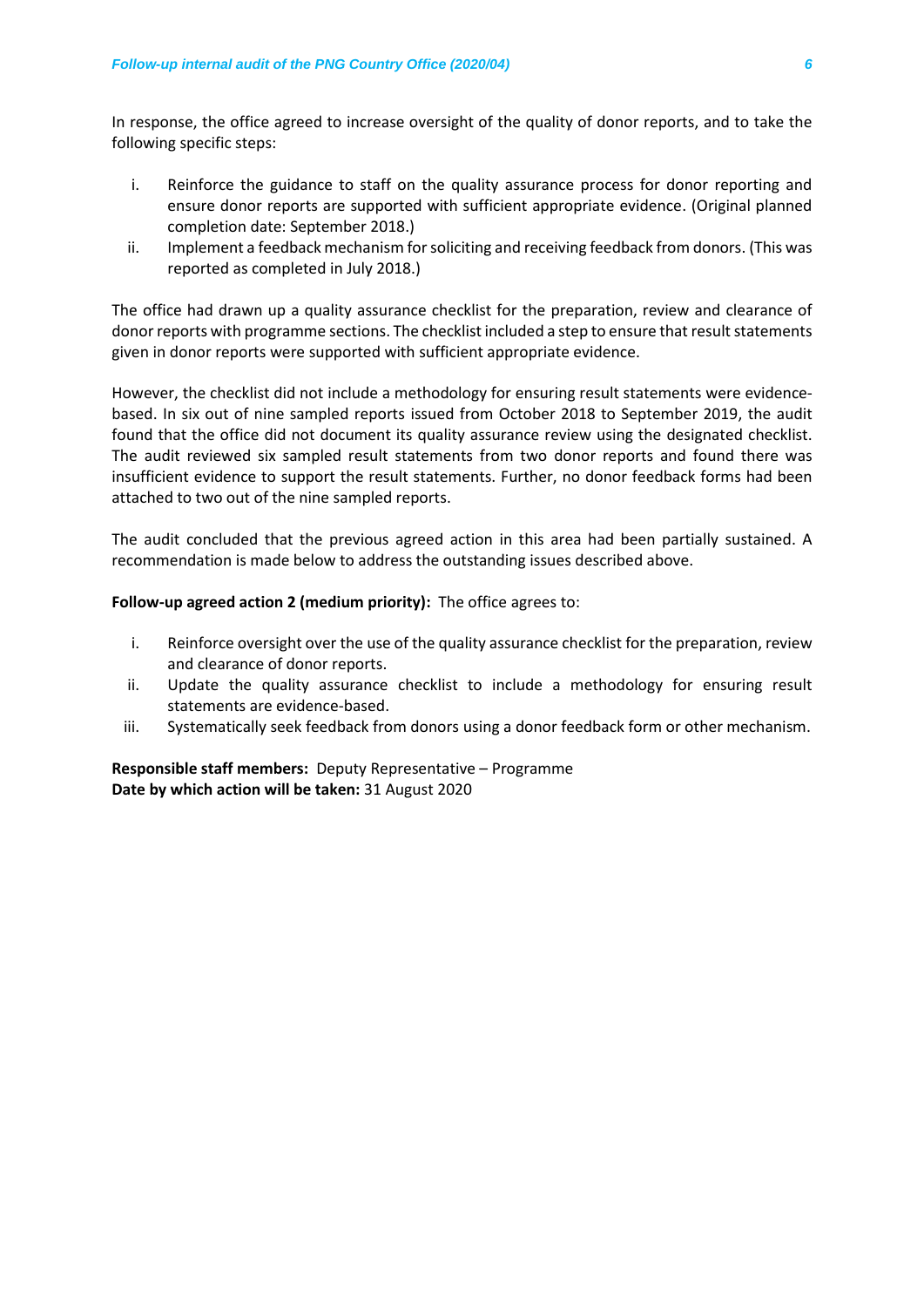In response, the office agreed to increase oversight of the quality of donor reports, and to take the following specific steps:

1. Reinforce the guidance to staff on the quality assurance process for donor reporting and ensure donor reports are supported with sufficient appropriate evidence. (Original planned completion date: September 2018.)
2. Implement a feedback mechanism for soliciting and receiving feedback from donors. (This was reported as completed in July 2018.)

The office had drawn up a quality assurance checklist for the preparation, review and clearance of donor reports with programme sections. The checklist included a step to ensure that result statements given in donor reports were supported with sufficient appropriate evidence.

However, the checklist did not include a methodology for ensuring result statements were evidence-based. In six out of nine sampled reports issued from October 2018 to September 2019, the audit found that the office did not document its quality assurance review using the designated checklist. The audit reviewed six sampled result statements from two donor reports and found there was insufficient evidence to support the result statements. Further, no donor feedback forms had been attached to two out of the nine sampled reports.

The audit concluded that the previous agreed action in this area had been partially sustained. A recommendation is made below to address the outstanding issues described above.

**Follow-up agreed action 2 (medium priority):** The office agrees to:

1. Reinforce oversight over the use of the quality assurance checklist for the preparation, review and clearance of donor reports.
2. Update the quality assurance checklist to include a methodology for ensuring result statements are evidence-based.
3. Systematically seek feedback from donors using a donor feedback form or other mechanism.

**Responsible staff members:** Deputy Representative – Programme
**Date by which action will be taken:** 31 August 2020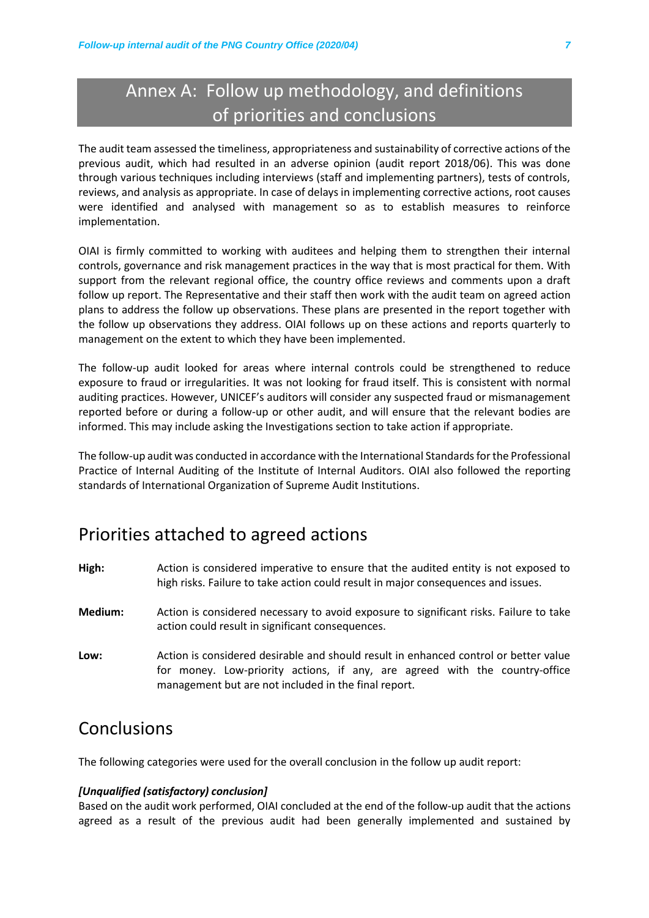# Annex A: Follow up methodology, and definitions of priorities and conclusions

The audit team assessed the timeliness, appropriateness and sustainability of corrective actions of the previous audit, which had resulted in an adverse opinion (audit report 2018/06). This was done through various techniques including interviews (staff and implementing partners), tests of controls, reviews, and analysis as appropriate. In case of delays in implementing corrective actions, root causes were identified and analysed with management so as to establish measures to reinforce implementation.

OIAI is firmly committed to working with auditees and helping them to strengthen their internal controls, governance and risk management practices in the way that is most practical for them. With support from the relevant regional office, the country office reviews and comments upon a draft follow up report. The Representative and their staff then work with the audit team on agreed action plans to address the follow up observations. These plans are presented in the report together with the follow up observations they address. OIAI follows up on these actions and reports quarterly to management on the extent to which they have been implemented.

The follow-up audit looked for areas where internal controls could be strengthened to reduce exposure to fraud or irregularities. It was not looking for fraud itself. This is consistent with normal auditing practices. However, UNICEF's auditors will consider any suspected fraud or mismanagement reported before or during a follow-up or other audit, and will ensure that the relevant bodies are informed. This may include asking the Investigations section to take action if appropriate.

The follow-up audit was conducted in accordance with the International Standards for the Professional Practice of Internal Auditing of the Institute of Internal Auditors. OIAI also followed the reporting standards of International Organization of Supreme Audit Institutions.

## Priorities attached to agreed actions

**High:** Action is considered imperative to ensure that the audited entity is not exposed to high risks. Failure to take action could result in major consequences and issues.

**Medium:** Action is considered necessary to avoid exposure to significant risks. Failure to take action could result in significant consequences.

**Low:** Action is considered desirable and should result in enhanced control or better value for money. Low-priority actions, if any, are agreed with the country-office management but are not included in the final report.

## Conclusions

The following categories were used for the overall conclusion in the follow up audit report:

***[Unqualified (satisfactory) conclusion]***

Based on the audit work performed, OIAI concluded at the end of the follow-up audit that the actions agreed as a result of the previous audit had been generally implemented and sustained by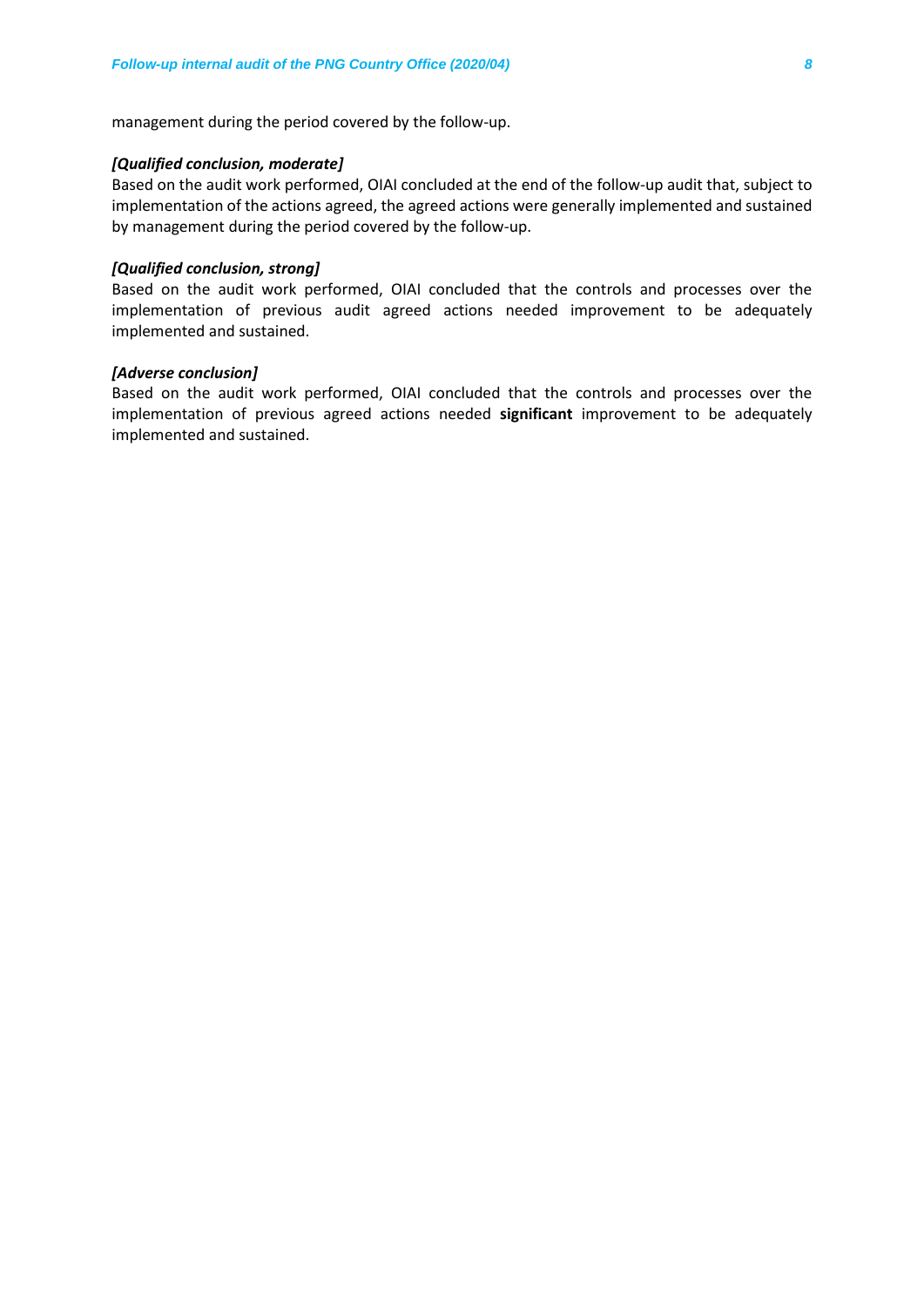management during the period covered by the follow-up.

***[Qualified conclusion, moderate]***

Based on the audit work performed, OIAI concluded at the end of the follow-up audit that, subject to implementation of the actions agreed, the agreed actions were generally implemented and sustained by management during the period covered by the follow-up.

***[Qualified conclusion, strong]***

Based on the audit work performed, OIAI concluded that the controls and processes over the implementation of previous audit agreed actions needed improvement to be adequately implemented and sustained.

***[Adverse conclusion]***

Based on the audit work performed, OIAI concluded that the controls and processes over the implementation of previous agreed actions needed **significant** improvement to be adequately implemented and sustained.